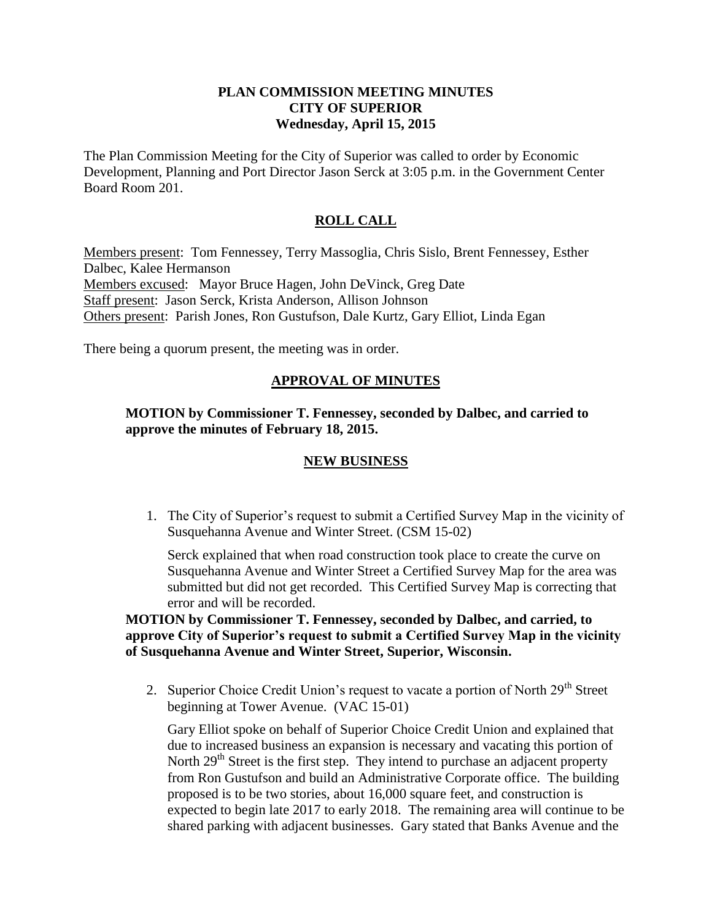# PLAN COMMISSION MEETING MINUTES
# CITY OF SUPERIOR
# Wednesday, April 15, 2015

The Plan Commission Meeting for the City of Superior was called to order by Economic Development, Planning and Port Director Jason Serck at 3:05 p.m. in the Government Center Board Room 201.

## ROLL CALL

Members present: Tom Fennessey, Terry Massoglia, Chris Sislo, Brent Fennessey, Esther Dalbec, Kalee Hermanson
Members excused: Mayor Bruce Hagen, John DeVinck, Greg Date
Staff present: Jason Serck, Krista Anderson, Allison Johnson
Others present: Parish Jones, Ron Gustufson, Dale Kurtz, Gary Elliot, Linda Egan

There being a quorum present, the meeting was in order.

## APPROVAL OF MINUTES

**MOTION by Commissioner T. Fennessey, seconded by Dalbec, and carried to approve the minutes of February 18, 2015.**

## NEW BUSINESS

1. The City of Superior's request to submit a Certified Survey Map in the vicinity of Susquehanna Avenue and Winter Street. (CSM 15-02)

   Serck explained that when road construction took place to create the curve on Susquehanna Avenue and Winter Street a Certified Survey Map for the area was submitted but did not get recorded. This Certified Survey Map is correcting that error and will be recorded.

**MOTION by Commissioner T. Fennessey, seconded by Dalbec, and carried, to approve City of Superior's request to submit a Certified Survey Map in the vicinity of Susquehanna Avenue and Winter Street, Superior, Wisconsin.**

2. Superior Choice Credit Union's request to vacate a portion of North 29th Street beginning at Tower Avenue. (VAC 15-01)

   Gary Elliot spoke on behalf of Superior Choice Credit Union and explained that due to increased business an expansion is necessary and vacating this portion of North 29th Street is the first step. They intend to purchase an adjacent property from Ron Gustufson and build an Administrative Corporate office. The building proposed is to be two stories, about 16,000 square feet, and construction is expected to begin late 2017 to early 2018. The remaining area will continue to be shared parking with adjacent businesses. Gary stated that Banks Avenue and the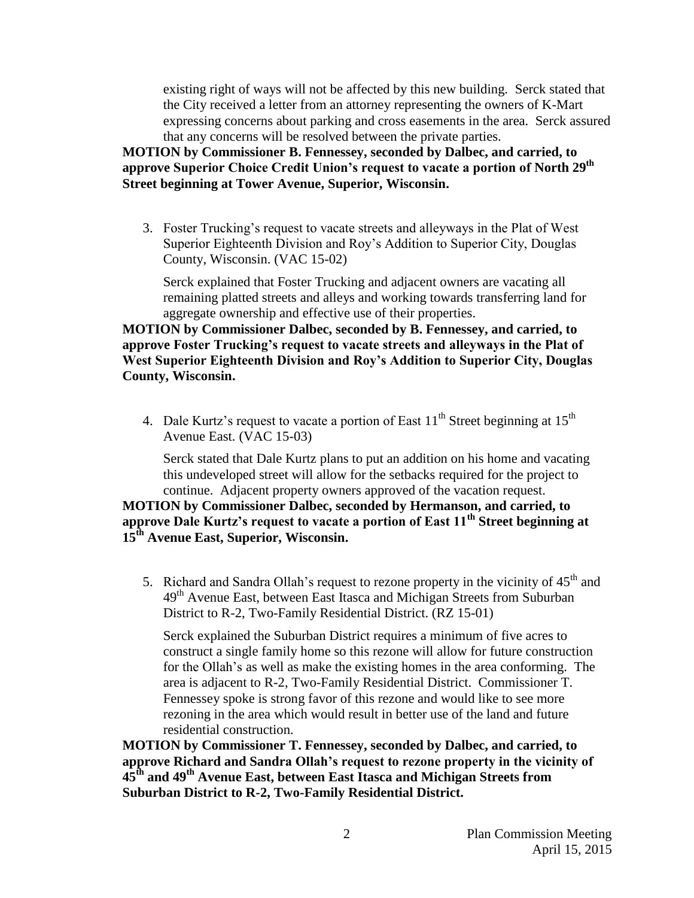existing right of ways will not be affected by this new building. Serck stated that the City received a letter from an attorney representing the owners of K-Mart expressing concerns about parking and cross easements in the area. Serck assured that any concerns will be resolved between the private parties.

**MOTION by Commissioner B. Fennessey, seconded by Dalbec, and carried, to approve Superior Choice Credit Union's request to vacate a portion of North 29th Street beginning at Tower Avenue, Superior, Wisconsin.**

3. Foster Trucking's request to vacate streets and alleyways in the Plat of West Superior Eighteenth Division and Roy's Addition to Superior City, Douglas County, Wisconsin. (VAC 15-02)

   Serck explained that Foster Trucking and adjacent owners are vacating all remaining platted streets and alleys and working towards transferring land for aggregate ownership and effective use of their properties.

**MOTION by Commissioner Dalbec, seconded by B. Fennessey, and carried, to approve Foster Trucking's request to vacate streets and alleyways in the Plat of West Superior Eighteenth Division and Roy's Addition to Superior City, Douglas County, Wisconsin.**

4. Dale Kurtz's request to vacate a portion of East 11th Street beginning at 15th Avenue East. (VAC 15-03)

   Serck stated that Dale Kurtz plans to put an addition on his home and vacating this undeveloped street will allow for the setbacks required for the project to continue. Adjacent property owners approved of the vacation request.

**MOTION by Commissioner Dalbec, seconded by Hermanson, and carried, to approve Dale Kurtz's request to vacate a portion of East 11th Street beginning at 15th Avenue East, Superior, Wisconsin.**

5. Richard and Sandra Ollah's request to rezone property in the vicinity of 45th and 49th Avenue East, between East Itasca and Michigan Streets from Suburban District to R-2, Two-Family Residential District. (RZ 15-01)

   Serck explained the Suburban District requires a minimum of five acres to construct a single family home so this rezone will allow for future construction for the Ollah's as well as make the existing homes in the area conforming. The area is adjacent to R-2, Two-Family Residential District. Commissioner T. Fennessey spoke is strong favor of this rezone and would like to see more rezoning in the area which would result in better use of the land and future residential construction.

**MOTION by Commissioner T. Fennessey, seconded by Dalbec, and carried, to approve Richard and Sandra Ollah's request to rezone property in the vicinity of 45th and 49th Avenue East, between East Itasca and Michigan Streets from Suburban District to R-2, Two-Family Residential District.**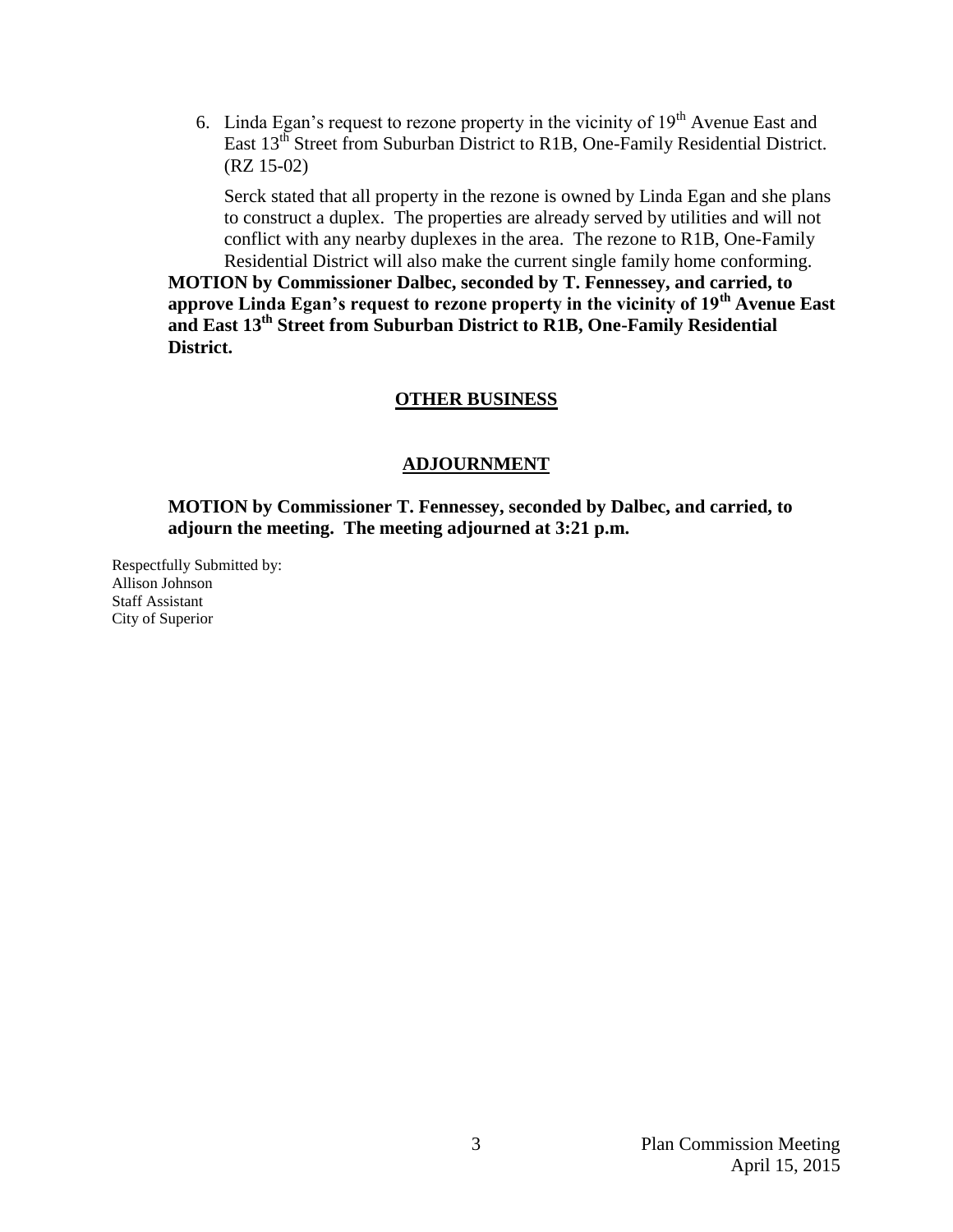6. Linda Egan's request to rezone property in the vicinity of 19th Avenue East and East 13th Street from Suburban District to R1B, One-Family Residential District. (RZ 15-02)

   Serck stated that all property in the rezone is owned by Linda Egan and she plans to construct a duplex. The properties are already served by utilities and will not conflict with any nearby duplexes in the area. The rezone to R1B, One-Family Residential District will also make the current single family home conforming.

**MOTION by Commissioner Dalbec, seconded by T. Fennessey, and carried, to approve Linda Egan's request to rezone property in the vicinity of 19th Avenue East and East 13th Street from Suburban District to R1B, One-Family Residential District.**

## OTHER BUSINESS

## ADJOURNMENT

**MOTION by Commissioner T. Fennessey, seconded by Dalbec, and carried, to adjourn the meeting. The meeting adjourned at 3:21 p.m.**

Respectfully Submitted by:
Allison Johnson
Staff Assistant
City of Superior